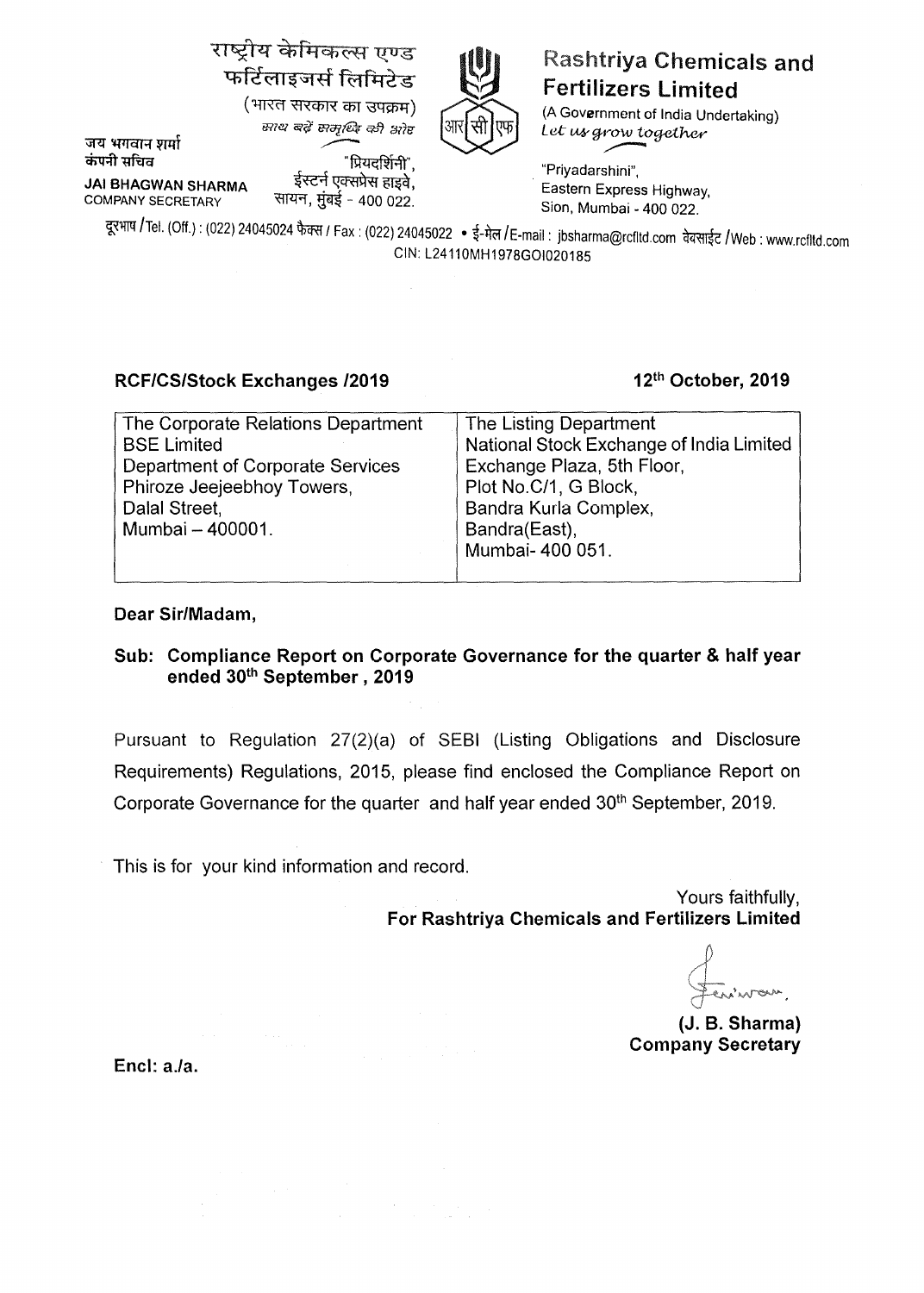राष्ट्रीय केमिकल्स एण्ड फर्टिलाइजर्स लिमिटेड
(भारत सरकार का उपक्रम)
साथ बढ़ें समृद्धि की ओर

# Rashtriya Chemicals and Fertilizers Limited

(A Government of India Undertaking)
*Let us grow together*

जय भगवान शर्मा
कंपनी सचिव

**JAI BHAGWAN SHARMA**
COMPANY SECRETARY

"प्रियदर्शिनी",
ईस्टर्न एक्सप्रेस हाइवे,
सायन, मुंबई - 400 022.

"Priyadarshini",
Eastern Express Highway,
Sion, Mumbai - 400 022.

दूरभाष / Tel. (Off.) : (022) 24045024 फैक्स / Fax : (022) 24045022 • ई-मेल / E-mail : jbsharma@rcfltd.com वेबसाईट / Web : www.rcfltd.com
CIN: L24110MH1978GOI020185

**RCF/CS/Stock Exchanges /2019** **12th October, 2019**

| The Corporate Relations Department<br>BSE Limited<br>Department of Corporate Services<br>Phiroze Jeejeebhoy Towers,<br>Dalal Street,<br>Mumbai – 400001. | The Listing Department<br>National Stock Exchange of India Limited<br>Exchange Plaza, 5th Floor,<br>Plot No.C/1, G Block,<br>Bandra Kurla Complex,<br>Bandra(East),<br>Mumbai- 400 051. |
|---|---|

**Dear Sir/Madam,**

**Sub: Compliance Report on Corporate Governance for the quarter & half year ended 30th September , 2019**

Pursuant to Regulation 27(2)(a) of SEBI (Listing Obligations and Disclosure Requirements) Regulations, 2015, please find enclosed the Compliance Report on Corporate Governance for the quarter and half year ended 30th September, 2019.

This is for your kind information and record.

Yours faithfully,
**For Rashtriya Chemicals and Fertilizers Limited**

**(J. B. Sharma)**
**Company Secretary**

**Encl: a./a.**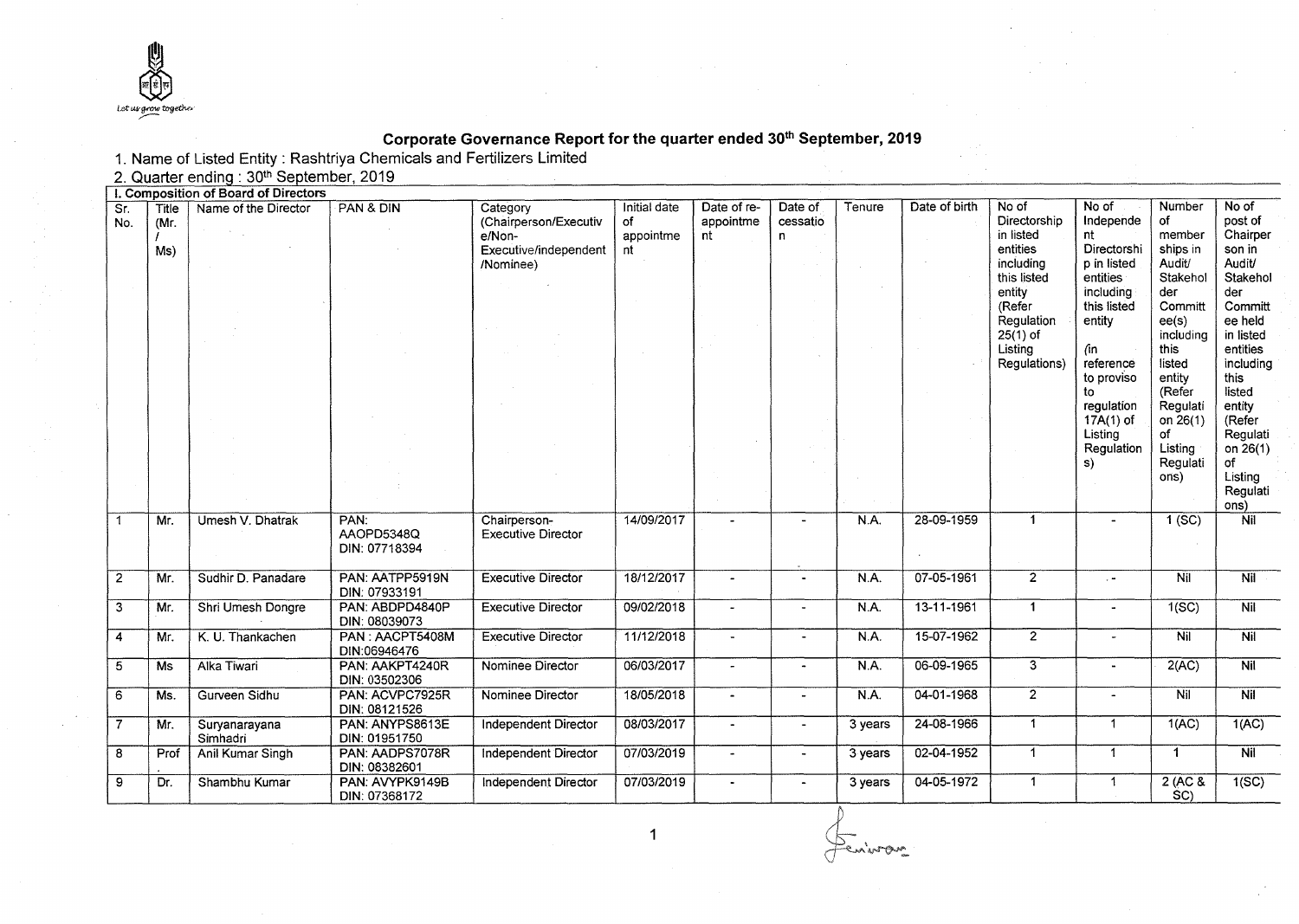# Corporate Governance Report for the quarter ended 30th September, 2019

1. Name of Listed Entity : Rashtriya Chemicals and Fertilizers Limited

2. Quarter ending : 30th September, 2019

### I. Composition of Board of Directors

| Sr. No. | Title (Mr. / Ms) | Name of the Director | PAN & DIN | Category (Chairperson/Executive/Non-Executive/independent /Nominee) | Initial date of appointment | Date of re-appointment | Date of cessation | Tenure | Date of birth | No of Directorship in listed entities including this listed entity (Refer Regulation 25(1) of Listing Regulations) | No of Independent Directorship in listed entities including this listed entity (in reference to proviso to regulation 17A(1) of Listing Regulations) | Number of memberships in Audit/ Stakeholder Committee(s) including this listed entity (Refer Regulation 26(1) of Listing Regulations) | No of post of Chairperson in Audit/ Stakeholder Committee held in listed entities including this listed entity (Refer Regulation 26(1) of Listing Regulations) |
|---|---|---|---|---|---|---|---|---|---|---|---|---|---|
| 1 | Mr. | Umesh V. Dhatrak | PAN: AAOPD5348Q DIN: 07718394 | Chairperson-Executive Director | 14/09/2017 | - | - | N.A. | 28-09-1959 | 1 | - | 1 (SC) | Nil |
| 2 | Mr. | Sudhir D. Panadare | PAN: AATPP5919N DIN: 07933191 | Executive Director | 18/12/2017 | - | - | N.A. | 07-05-1961 | 2 | - | Nil | Nil |
| 3 | Mr. | Shri Umesh Dongre | PAN: ABDPD4840P DIN: 08039073 | Executive Director | 09/02/2018 | - | - | N.A. | 13-11-1961 | 1 | - | 1(SC) | Nil |
| 4 | Mr. | K. U. Thankachen | PAN : AACPT5408M DIN:06946476 | Executive Director | 11/12/2018 | - | - | N.A. | 15-07-1962 | 2 | - | Nil | Nil |
| 5 | Ms | Alka Tiwari | PAN: AAKPT4240R DIN: 03502306 | Nominee Director | 06/03/2017 | - | - | N.A. | 06-09-1965 | 3 | - | 2(AC) | Nil |
| 6 | Ms. | Gurveen Sidhu | PAN: ACVPC7925R DIN: 08121526 | Nominee Director | 18/05/2018 | - | - | N.A. | 04-01-1968 | 2 | - | Nil | Nil |
| 7 | Mr. | Suryanarayana Simhadri | PAN: ANYPS8613E DIN: 01951750 | Independent Director | 08/03/2017 | - | - | 3 years | 24-08-1966 | 1 | 1 | 1(AC) | 1(AC) |
| 8 | Prof. | Anil Kumar Singh | PAN: AADPS7078R DIN: 08382601 | Independent Director | 07/03/2019 | - | - | 3 years | 02-04-1952 | 1 | 1 | 1 | Nil |
| 9 | Dr. | Shambhu Kumar | PAN: AVYPK9149B DIN: 07368172 | Independent Director | 07/03/2019 | - | - | 3 years | 04-05-1972 | 1 | 1 | 2 (AC & SC) | 1(SC) |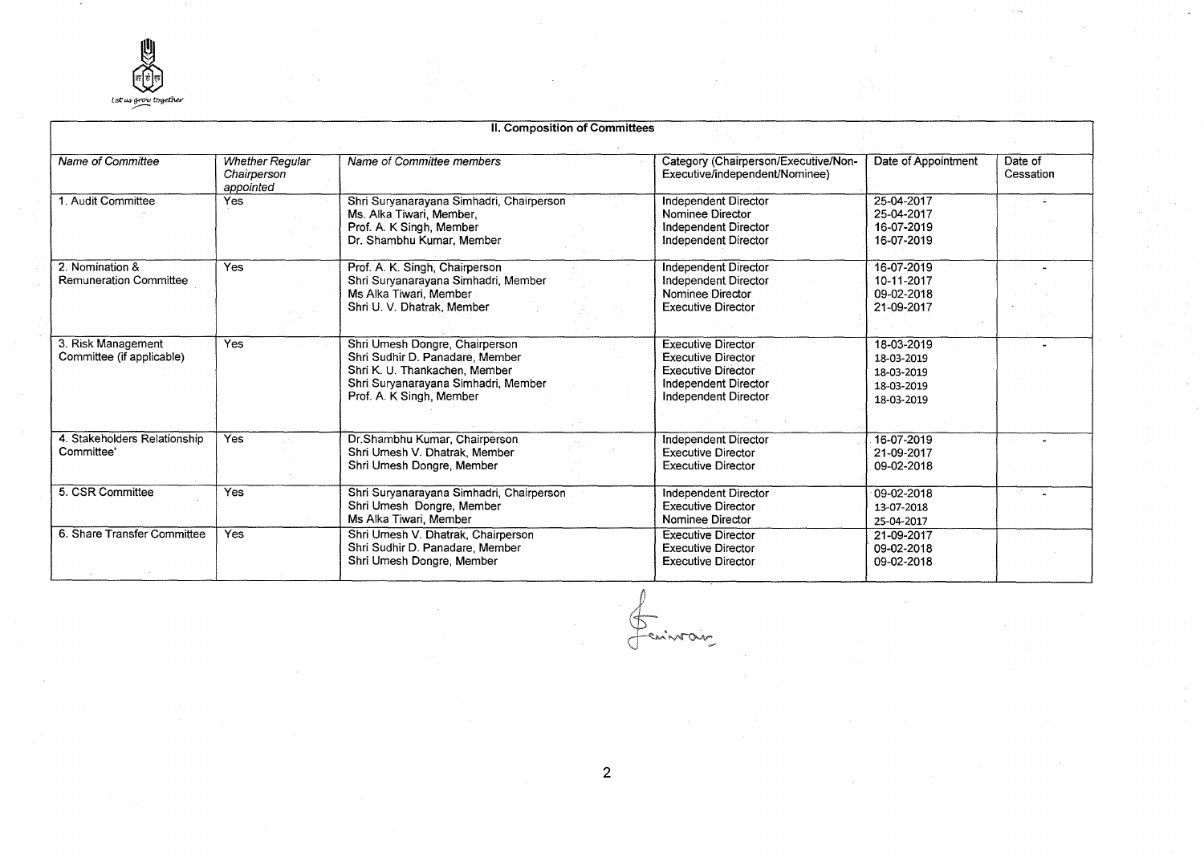## II. Composition of Committees

| *Name of Committee* | *Whether Regular Chairperson appointed* | *Name of Committee members* | *Category (Chairperson/Executive/Non-Executive/independent/Nominee)* | *Date of Appointment* | *Date of Cessation* |
|---|---|---|---|---|---|
| 1. Audit Committee | Yes | Shri Suryanarayana Simhadri, Chairperson<br>Ms. Alka Tiwari, Member,<br>Prof. A. K Singh, Member<br>Dr. Shambhu Kumar, Member | Independent Director<br>Nominee Director<br>Independent Director<br>Independent Director | 25-04-2017<br>25-04-2017<br>16-07-2019<br>16-07-2019 | - |
| 2. Nomination & Remuneration Committee | Yes | Prof. A. K. Singh, Chairperson<br>Shri Suryanarayana Simhadri, Member<br>Ms Alka Tiwari, Member<br>Shri U. V. Dhatrak, Member | Independent Director<br>Independent Director<br>Nominee Director<br>Executive Director | 16-07-2019<br>10-11-2017<br>09-02-2018<br>21-09-2017 | - |
| 3. Risk Management Committee (if applicable) | Yes | Shri Umesh Dongre, Chairperson<br>Shri Sudhir D. Panadare, Member<br>Shri K. U. Thankachen, Member<br>Shri Suryanarayana Simhadri, Member<br>Prof. A. K Singh, Member | Executive Director<br>Executive Director<br>Executive Director<br>Independent Director<br>Independent Director | 18-03-2019<br>18-03-2019<br>18-03-2019<br>18-03-2019<br>18-03-2019 | - |
| 4. Stakeholders Relationship Committee' | Yes | Dr.Shambhu Kumar, Chairperson<br>Shri Umesh V. Dhatrak, Member<br>Shri Umesh Dongre, Member | Independent Director<br>Executive Director<br>Executive Director | 16-07-2019<br>21-09-2017<br>09-02-2018 | - |
| 5. CSR Committee | Yes | Shri Suryanarayana Simhadri, Chairperson<br>Shri Umesh Dongre, Member<br>Ms Alka Tiwari, Member | Independent Director<br>Executive Director<br>Nominee Director | 09-02-2018<br>13-07-2018<br>25-04-2017 | - |
| 6. Share Transfer Committee | Yes | Shri Umesh V. Dhatrak, Chairperson<br>Shri Sudhir D. Panadare, Member<br>Shri Umesh Dongre, Member | Executive Director<br>Executive Director<br>Executive Director | 21-09-2017<br>09-02-2018<br>09-02-2018 | |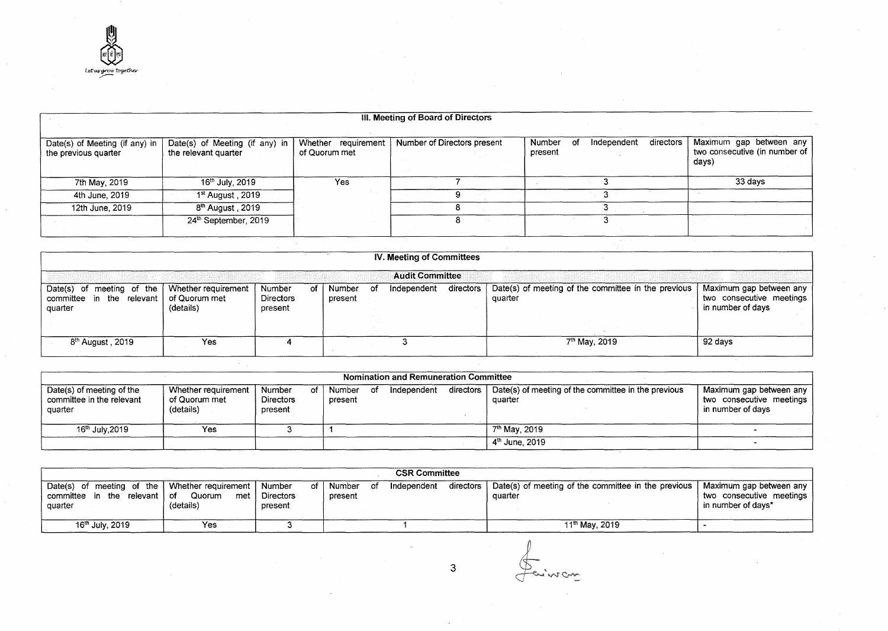## III. Meeting of Board of Directors

| Date(s) of Meeting (if any) in the previous quarter | Date(s) of Meeting (if any) in the relevant quarter | Whether requirement of Quorum met | Number of Directors present | Number of Independent directors present | Maximum gap between any two consecutive (in number of days) |
|---|---|---|---|---|---|
| 7th May, 2019 | 16th July, 2019 | Yes | 7 | 3 | 33 days |
| 4th June, 2019 | 1st August , 2019 | | 9 | 3 | |
| 12th June, 2019 | 8th August , 2019 | | 8 | 3 | |
| | 24th September, 2019 | | 8 | 3 | |

## IV. Meeting of Committees

### Audit Committee

| Date(s) of meeting of the committee in the relevant quarter | Whether requirement of Quorum met (details) | Number of Directors present | Number of Independent directors present | Date(s) of meeting of the committee in the previous quarter | Maximum gap between any two consecutive meetings in number of days |
|---|---|---|---|---|---|
| 8th August , 2019 | Yes | 4 | 3 | 7th May, 2019 | 92 days |

### Nomination and Remuneration Committee

| Date(s) of meeting of the committee in the relevant quarter | Whether requirement of Quorum met (details) | Number of Directors present | Number of Independent directors present | Date(s) of meeting of the committee in the previous quarter | Maximum gap between any two consecutive meetings in number of days |
|---|---|---|---|---|---|
| 16th July,2019 | Yes | 3 | 1 | 7th May, 2019 | - |
| | | | | 4th June, 2019 | - |

### CSR Committee

| Date(s) of meeting of the committee in the relevant quarter | Whether requirement of Quorum met (details) | Number of Directors present | Number of Independent directors present | Date(s) of meeting of the committee in the previous quarter | Maximum gap between any two consecutive meetings in number of days* |
|---|---|---|---|---|---|
| 16th July, 2019 | Yes | 3 | 1 | 11th May, 2019 | - |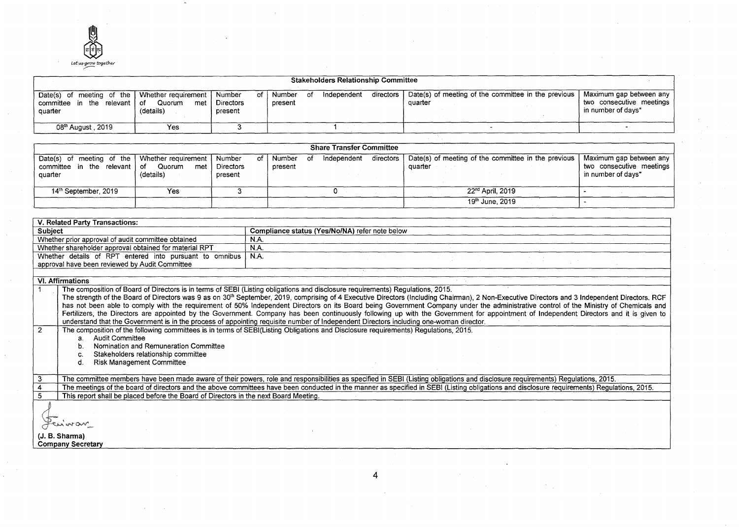| Stakeholders Relationship Committee | | | | | |
|---|---|---|---|---|---|
| Date(s) of meeting of the committee in the relevant quarter | Whether requirement of Quorum met (details) | Number of Directors present | Number of Independent directors present | Date(s) of meeting of the committee in the previous quarter | Maximum gap between any two consecutive meetings in number of days* |
| 08th August , 2019 | Yes | 3 | 1 | - | - |

| Share Transfer Committee | | | | | |
|---|---|---|---|---|---|
| Date(s) of meeting of the committee in the relevant quarter | Whether requirement of Quorum met (details) | Number of Directors present | Number of Independent directors present | Date(s) of meeting of the committee in the previous quarter | Maximum gap between any two consecutive meetings in number of days* |
| 14th September, 2019 | Yes | 3 | 0 | 22nd April, 2019 | - |
| | | | | 19th June, 2019 | - |

| V. Related Party Transactions: | |
|---|---|
| **Subject** | **Compliance status (Yes/No/NA) refer note below** |
| Whether prior approval of audit committee obtained | N.A. |
| Whether shareholder approval obtained for material RPT | N.A. |
| Whether details of RPT entered into pursuant to omnibus approval have been reviewed by Audit Committee | N.A. |

**VI. Affirmations**

1. The composition of Board of Directors is in terms of SEBI (Listing obligations and disclosure requirements) Regulations, 2015.
   The strength of the Board of Directors was 9 as on 30th September, 2019, comprising of 4 Executive Directors (Including Chairman), 2 Non-Executive Directors and 3 Independent Directors. RCF has not been able to comply with the requirement of 50% Independent Directors on its Board being Government Company under the administrative control of the Ministry of Chemicals and Fertilizers, the Directors are appointed by the Government. Company has been continuously following up with the Government for appointment of Independent Directors and it is given to understand that the Government is in the process of appointing requisite number of Independent Directors including one-woman director.
2. The composition of the following committees is in terms of SEBI(Listing Obligations and Disclosure requirements) Regulations, 2015.
   a. Audit Committee
   b. Nomination and Remuneration Committee
   c. Stakeholders relationship committee
   d. Risk Management Committee
3. The committee members have been made aware of their powers, role and responsibilities as specified in SEBI (Listing obligations and disclosure requirements) Regulations, 2015.
4. The meetings of the board of directors and the above committees have been conducted in the manner as specified in SEBI (Listing obligations and disclosure requirements) Regulations, 2015.
5. This report shall be placed before the Board of Directors in the next Board Meeting.

**(J. B. Sharma)**
**Company Secretary**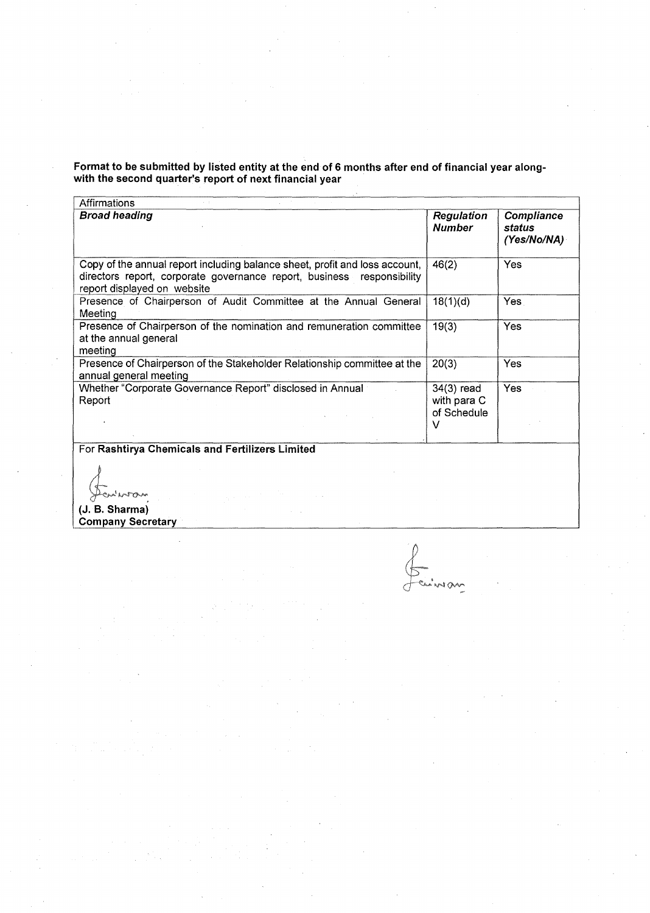**Format to be submitted by listed entity at the end of 6 months after end of financial year along-with the second quarter's report of next financial year**

| Affirmations | | |
|---|---|---|
| ***Broad heading*** | ***Regulation Number*** | ***Compliance status (Yes/No/NA)*** |
| Copy of the annual report including balance sheet, profit and loss account, directors report, corporate governance report, business responsibility report displayed on website | 46(2) | Yes |
| Presence of Chairperson of Audit Committee at the Annual General Meeting | 18(1)(d) | Yes |
| Presence of Chairperson of the nomination and remuneration committee at the annual general meeting | 19(3) | Yes |
| Presence of Chairperson of the Stakeholder Relationship committee at the annual general meeting | 20(3) | Yes |
| Whether "Corporate Governance Report" disclosed in Annual Report | 34(3) read with para C of Schedule V | Yes |

For **Rashtirya Chemicals and Fertilizers Limited**

**(J. B. Sharma)**
**Company Secretary**